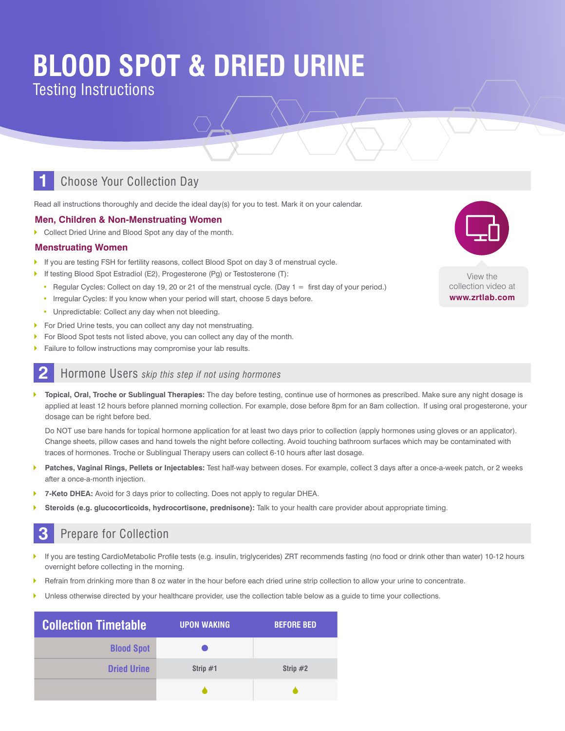# BLOOD SPOT & DRIED URINE

Testing Instructions

## 1 Choose Your Collection Day

Read all instructions thoroughly and decide the ideal day(s) for you to test. Mark it on your calendar.

### Men, Children & Non-Menstruating Women

- Collect Dried Urine and Blood Spot any day of the month.

### Menstruating Women

- If you are testing FSH for fertility reasons, collect Blood Spot on day 3 of menstrual cycle.
- If testing Blood Spot Estradiol (E2), Progesterone (Pg) or Testosterone (T):
  - Regular Cycles: Collect on day 19, 20 or 21 of the menstrual cycle. (Day 1 = first day of your period.)
  - Irregular Cycles: If you know when your period will start, choose 5 days before.
  - Unpredictable: Collect any day when not bleeding.
- For Dried Urine tests, you can collect any day not menstruating.
- For Blood Spot tests not listed above, you can collect any day of the month.
- Failure to follow instructions may compromise your lab results.

View the collection video at **www.zrtlab.com**

## 2 Hormone Users *skip this step if not using hormones*

- **Topical, Oral, Troche or Sublingual Therapies:** The day before testing, continue use of hormones as prescribed. Make sure any night dosage is applied at least 12 hours before planned morning collection. For example, dose before 8pm for an 8am collection. If using oral progesterone, your dosage can be right before bed.

  Do NOT use bare hands for topical hormone application for at least two days prior to collection (apply hormones using gloves or an applicator). Change sheets, pillow cases and hand towels the night before collecting. Avoid touching bathroom surfaces which may be contaminated with traces of hormones. Troche or Sublingual Therapy users can collect 6-10 hours after last dosage.
- **Patches, Vaginal Rings, Pellets or Injectables:** Test half-way between doses. For example, collect 3 days after a once-a-week patch, or 2 weeks after a once-a-month injection.
- **7-Keto DHEA:** Avoid for 3 days prior to collecting. Does not apply to regular DHEA.
- **Steroids (e.g. glucocorticoids, hydrocortisone, prednisone):** Talk to your health care provider about appropriate timing.

## 3 Prepare for Collection

- If you are testing CardioMetabolic Profile tests (e.g. insulin, triglycerides) ZRT recommends fasting (no food or drink other than water) 10-12 hours overnight before collecting in the morning.
- Refrain from drinking more than 8 oz water in the hour before each dried urine strip collection to allow your urine to concentrate.
- Unless otherwise directed by your healthcare provider, use the collection table below as a guide to time your collections.

| Collection Timetable | UPON WAKING | BEFORE BED |
|---|---|---|
| Blood Spot | ● | |
| Dried Urine | Strip #1 | Strip #2 |
| | 💧 | 💧 |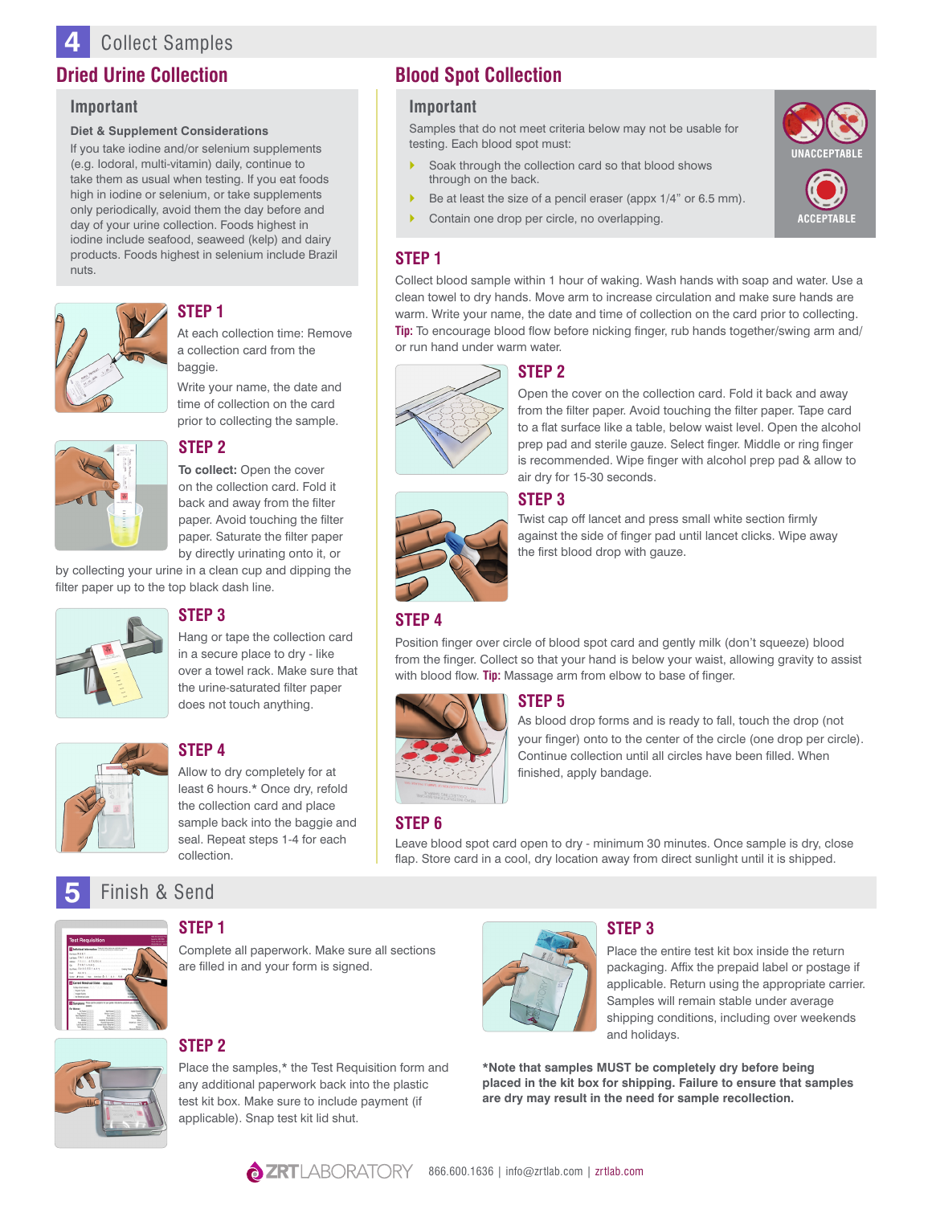# 4 Collect Samples

## Dried Urine Collection

### Important

**Diet & Supplement Considerations**

If you take iodine and/or selenium supplements (e.g. Iodoral, multi-vitamin) daily, continue to take them as usual when testing. If you eat foods high in iodine or selenium, or take supplements only periodically, avoid them the day before and day of your urine collection. Foods highest in iodine include seafood, seaweed (kelp) and dairy products. Foods highest in selenium include Brazil nuts.

### STEP 1

At each collection time: Remove a collection card from the baggie.

Write your name, the date and time of collection on the card prior to collecting the sample.

### STEP 2

**To collect:** Open the cover on the collection card. Fold it back and away from the filter paper. Avoid touching the filter paper. Saturate the filter paper by directly urinating onto it, or by collecting your urine in a clean cup and dipping the filter paper up to the top black dash line.

### STEP 3

Hang or tape the collection card in a secure place to dry - like over a towel rack. Make sure that the urine-saturated filter paper does not touch anything.

### STEP 4

Allow to dry completely for at least 6 hours.* Once dry, refold the collection card and place sample back into the baggie and seal. Repeat steps 1-4 for each collection.

## Blood Spot Collection

### Important

Samples that do not meet criteria below may not be usable for testing. Each blood spot must:

- Soak through the collection card so that blood shows through on the back.
- Be at least the size of a pencil eraser (appx 1/4" or 6.5 mm).
- Contain one drop per circle, no overlapping.

UNACCEPTABLE

ACCEPTABLE

### STEP 1

Collect blood sample within 1 hour of waking. Wash hands with soap and water. Use a clean towel to dry hands. Move arm to increase circulation and make sure hands are warm. Write your name, the date and time of collection on the card prior to collecting. **Tip:** To encourage blood flow before nicking finger, rub hands together/swing arm and/or run hand under warm water.

### STEP 2

Open the cover on the collection card. Fold it back and away from the filter paper. Avoid touching the filter paper. Tape card to a flat surface like a table, below waist level. Open the alcohol prep pad and sterile gauze. Select finger. Middle or ring finger is recommended. Wipe finger with alcohol prep pad & allow to air dry for 15-30 seconds.

### STEP 3

Twist cap off lancet and press small white section firmly against the side of finger pad until lancet clicks. Wipe away the first blood drop with gauze.

### STEP 4

Position finger over circle of blood spot card and gently milk (don't squeeze) blood from the finger. Collect so that your hand is below your waist, allowing gravity to assist with blood flow. **Tip:** Massage arm from elbow to base of finger.

### STEP 5

As blood drop forms and is ready to fall, touch the drop (not your finger) onto to the center of the circle (one drop per circle). Continue collection until all circles have been filled. When finished, apply bandage.

### STEP 6

Leave blood spot card open to dry - minimum 30 minutes. Once sample is dry, close flap. Store card in a cool, dry location away from direct sunlight until it is shipped.

# 5 Finish & Send

### STEP 1

Complete all paperwork. Make sure all sections are filled in and your form is signed.

### STEP 2

Place the samples,* the Test Requisition form and any additional paperwork back into the plastic test kit box. Make sure to include payment (if applicable). Snap test kit lid shut.

### STEP 3

Place the entire test kit box inside the return packaging. Affix the prepaid label or postage if applicable. Return using the appropriate carrier. Samples will remain stable under average shipping conditions, including over weekends and holidays.

**\*Note that samples MUST be completely dry before being placed in the kit box for shipping. Failure to ensure that samples are dry may result in the need for sample recollection.**

ZRT LABORATORY 866.600.1636 | info@zrtlab.com | zrtlab.com